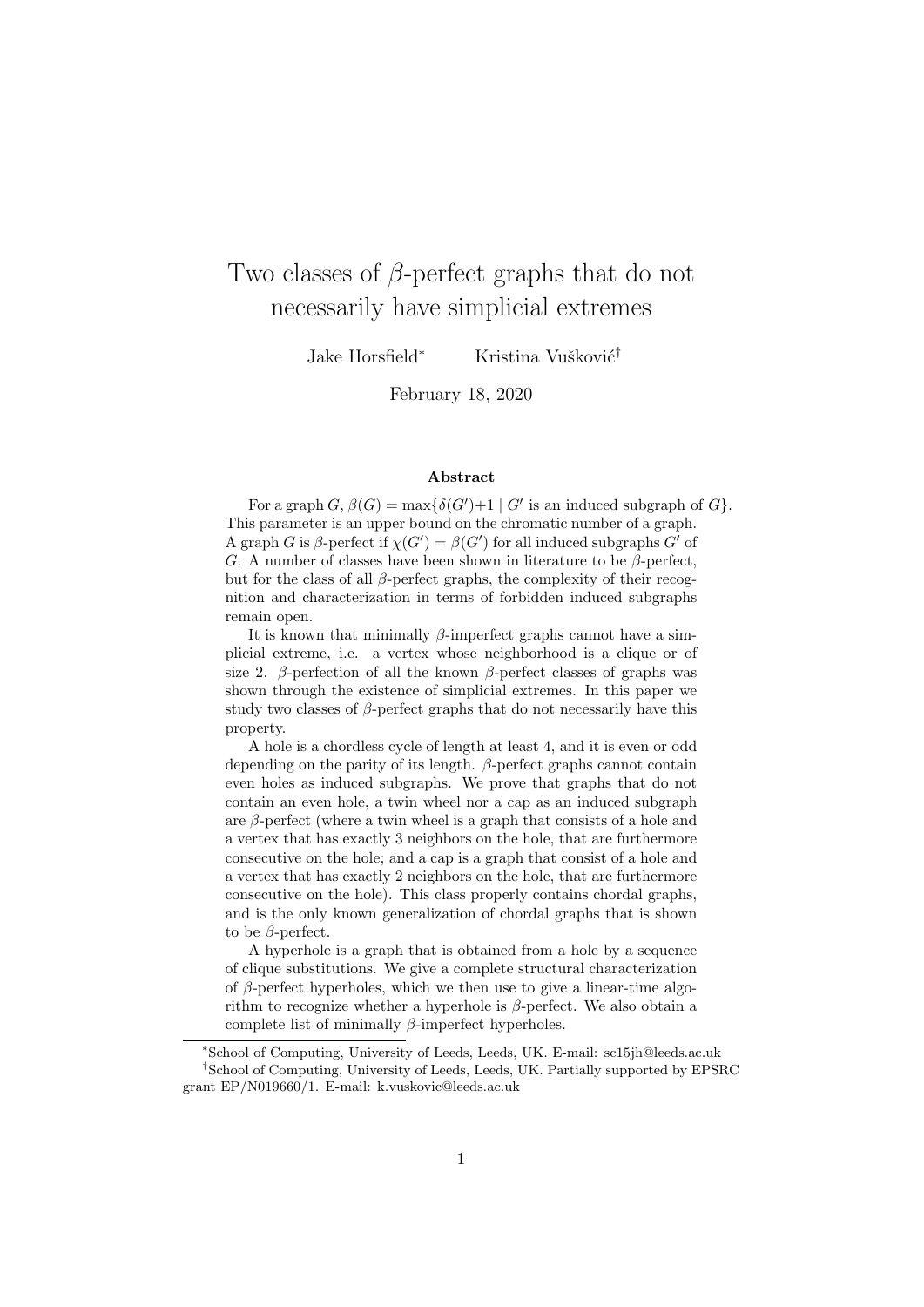# Two classes of $\beta$-perfect graphs that do not necessarily have simplicial extremes

Jake Horsfield[*] Kristina Vušković[†]

February 18, 2020

### Abstract

For a graph $G$, $\beta(G) = \max\{\delta(G')+1 \mid G'$ is an induced subgraph of $G\}$. This parameter is an upper bound on the chromatic number of a graph. A graph $G$ is $\beta$-perfect if $\chi(G') = \beta(G')$ for all induced subgraphs $G'$ of $G$. A number of classes have been shown in literature to be $\beta$-perfect, but for the class of all $\beta$-perfect graphs, the complexity of their recognition and characterization in terms of forbidden induced subgraphs remain open.

It is known that minimally $\beta$-imperfect graphs cannot have a simplicial extreme, i.e. a vertex whose neighborhood is a clique or of size 2. $\beta$-perfection of all the known $\beta$-perfect classes of graphs was shown through the existence of simplicial extremes. In this paper we study two classes of $\beta$-perfect graphs that do not necessarily have this property.

A hole is a chordless cycle of length at least 4, and it is even or odd depending on the parity of its length. $\beta$-perfect graphs cannot contain even holes as induced subgraphs. We prove that graphs that do not contain an even hole, a twin wheel nor a cap as an induced subgraph are $\beta$-perfect (where a twin wheel is a graph that consists of a hole and a vertex that has exactly 3 neighbors on the hole, that are furthermore consecutive on the hole; and a cap is a graph that consist of a hole and a vertex that has exactly 2 neighbors on the hole, that are furthermore consecutive on the hole). This class properly contains chordal graphs, and is the only known generalization of chordal graphs that is shown to be $\beta$-perfect.

A hyperhole is a graph that is obtained from a hole by a sequence of clique substitutions. We give a complete structural characterization of $\beta$-perfect hyperholes, which we then use to give a linear-time algorithm to recognize whether a hyperhole is $\beta$-perfect. We also obtain a complete list of minimally $\beta$-imperfect hyperholes.

---

[*]School of Computing, University of Leeds, Leeds, UK. E-mail: sc15jh@leeds.ac.uk

[†]School of Computing, University of Leeds, Leeds, UK. Partially supported by EPSRC grant EP/N019660/1. E-mail: k.vuskovic@leeds.ac.uk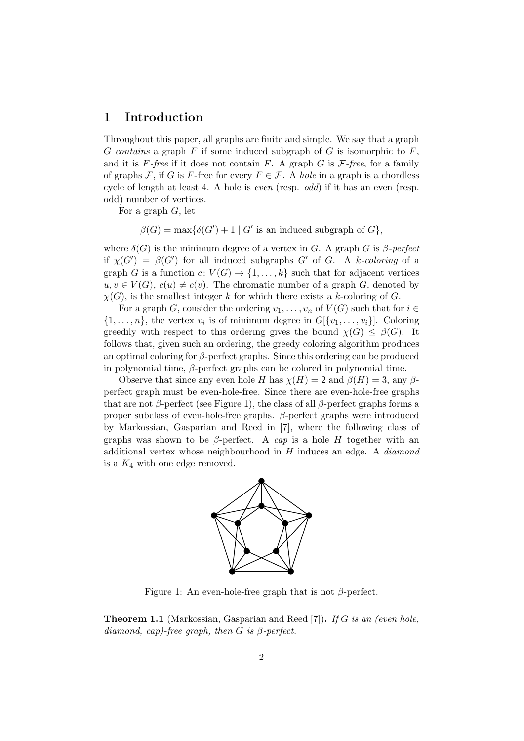## 1 Introduction

Throughout this paper, all graphs are finite and simple. We say that a graph $G$ *contains* a graph $F$ if some induced subgraph of $G$ is isomorphic to $F$, and it is *$F$-free* if it does not contain $F$. A graph $G$ is *$\mathcal{F}$-free*, for a family of graphs $\mathcal{F}$, if $G$ is $F$-free for every $F \in \mathcal{F}$. A *hole* in a graph is a chordless cycle of length at least 4. A hole is *even* (resp. *odd*) if it has an even (resp. odd) number of vertices.

For a graph $G$, let

$$\beta(G) = \max\{\delta(G') + 1 \mid G' \text{ is an induced subgraph of } G\},$$

where $\delta(G)$ is the minimum degree of a vertex in $G$. A graph $G$ is *$\beta$-perfect* if $\chi(G') = \beta(G')$ for all induced subgraphs $G'$ of $G$. A *$k$-coloring* of a graph $G$ is a function $c\colon V(G) \to \{1, \dots, k\}$ such that for adjacent vertices $u, v \in V(G)$, $c(u) \neq c(v)$. The chromatic number of a graph $G$, denoted by $\chi(G)$, is the smallest integer $k$ for which there exists a $k$-coloring of $G$.

For a graph $G$, consider the ordering $v_1, \dots, v_n$ of $V(G)$ such that for $i \in \{1, \dots, n\}$, the vertex $v_i$ is of minimum degree in $G[\{v_1, \dots, v_i\}]$. Coloring greedily with respect to this ordering gives the bound $\chi(G) \leq \beta(G)$. It follows that, given such an ordering, the greedy coloring algorithm produces an optimal coloring for $\beta$-perfect graphs. Since this ordering can be produced in polynomial time, $\beta$-perfect graphs can be colored in polynomial time.

Observe that since any even hole $H$ has $\chi(H) = 2$ and $\beta(H) = 3$, any $\beta$-perfect graph must be even-hole-free. Since there are even-hole-free graphs that are not $\beta$-perfect (see Figure 1), the class of all $\beta$-perfect graphs forms a proper subclass of even-hole-free graphs. $\beta$-perfect graphs were introduced by Markossian, Gasparian and Reed in [7], where the following class of graphs was shown to be $\beta$-perfect. A *cap* is a hole $H$ together with an additional vertex whose neighbourhood in $H$ induces an edge. A *diamond* is a $K_4$ with one edge removed.

Figure 1: An even-hole-free graph that is not $\beta$-perfect.

**Theorem 1.1** (Markossian, Gasparian and Reed [7])**.** *If $G$ is an (even hole, diamond, cap)-free graph, then $G$ is $\beta$-perfect.*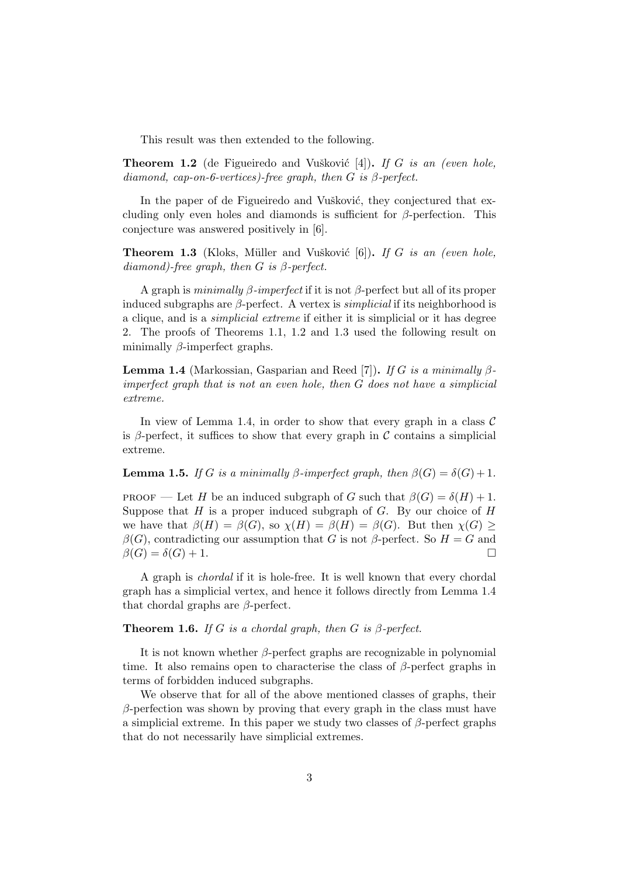This result was then extended to the following.

**Theorem 1.2** (de Figueiredo and Vušković [4])**.** *If $G$ is an (even hole, diamond, cap-on-6-vertices)-free graph, then $G$ is $\beta$-perfect.*

In the paper of de Figueiredo and Vušković, they conjectured that excluding only even holes and diamonds is sufficient for $\beta$-perfection. This conjecture was answered positively in [6].

**Theorem 1.3** (Kloks, Müller and Vušković [6])**.** *If $G$ is an (even hole, diamond)-free graph, then $G$ is $\beta$-perfect.*

A graph is *minimally $\beta$-imperfect* if it is not $\beta$-perfect but all of its proper induced subgraphs are $\beta$-perfect. A vertex is *simplicial* if its neighborhood is a clique, and is a *simplicial extreme* if either it is simplicial or it has degree 2. The proofs of Theorems 1.1, 1.2 and 1.3 used the following result on minimally $\beta$-imperfect graphs.

**Lemma 1.4** (Markossian, Gasparian and Reed [7])**.** *If $G$ is a minimally $\beta$-imperfect graph that is not an even hole, then $G$ does not have a simplicial extreme.*

In view of Lemma 1.4, in order to show that every graph in a class $\mathcal{C}$ is $\beta$-perfect, it suffices to show that every graph in $\mathcal{C}$ contains a simplicial extreme.

**Lemma 1.5.** *If $G$ is a minimally $\beta$-imperfect graph, then $\beta(G) = \delta(G) + 1$.*

PROOF — Let $H$ be an induced subgraph of $G$ such that $\beta(G) = \delta(H) + 1$. Suppose that $H$ is a proper induced subgraph of $G$. By our choice of $H$ we have that $\beta(H) = \beta(G)$, so $\chi(H) = \beta(H) = \beta(G)$. But then $\chi(G) \geq \beta(G)$, contradicting our assumption that $G$ is not $\beta$-perfect. So $H = G$ and $\beta(G) = \delta(G) + 1$. □

A graph is *chordal* if it is hole-free. It is well known that every chordal graph has a simplicial vertex, and hence it follows directly from Lemma 1.4 that chordal graphs are $\beta$-perfect.

**Theorem 1.6.** *If $G$ is a chordal graph, then $G$ is $\beta$-perfect.*

It is not known whether $\beta$-perfect graphs are recognizable in polynomial time. It also remains open to characterise the class of $\beta$-perfect graphs in terms of forbidden induced subgraphs.

We observe that for all of the above mentioned classes of graphs, their $\beta$-perfection was shown by proving that every graph in the class must have a simplicial extreme. In this paper we study two classes of $\beta$-perfect graphs that do not necessarily have simplicial extremes.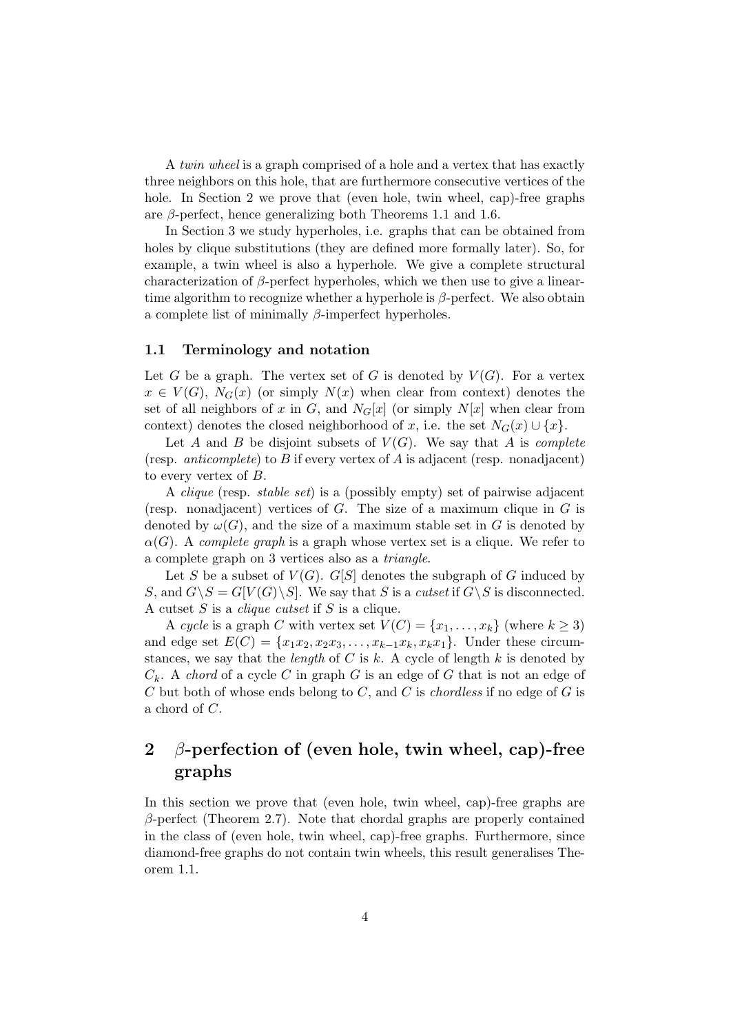A *twin wheel* is a graph comprised of a hole and a vertex that has exactly three neighbors on this hole, that are furthermore consecutive vertices of the hole. In Section 2 we prove that (even hole, twin wheel, cap)-free graphs are $\beta$-perfect, hence generalizing both Theorems 1.1 and 1.6.

In Section 3 we study hyperholes, i.e. graphs that can be obtained from holes by clique substitutions (they are defined more formally later). So, for example, a twin wheel is also a hyperhole. We give a complete structural characterization of $\beta$-perfect hyperholes, which we then use to give a linear-time algorithm to recognize whether a hyperhole is $\beta$-perfect. We also obtain a complete list of minimally $\beta$-imperfect hyperholes.

### 1.1 Terminology and notation

Let $G$ be a graph. The vertex set of $G$ is denoted by $V(G)$. For a vertex $x \in V(G)$, $N_G(x)$ (or simply $N(x)$ when clear from context) denotes the set of all neighbors of $x$ in $G$, and $N_G[x]$ (or simply $N[x]$ when clear from context) denotes the closed neighborhood of $x$, i.e. the set $N_G(x) \cup \{x\}$.

Let $A$ and $B$ be disjoint subsets of $V(G)$. We say that $A$ is *complete* (resp. *anticomplete*) to $B$ if every vertex of $A$ is adjacent (resp. nonadjacent) to every vertex of $B$.

A *clique* (resp. *stable set*) is a (possibly empty) set of pairwise adjacent (resp. nonadjacent) vertices of $G$. The size of a maximum clique in $G$ is denoted by $\omega(G)$, and the size of a maximum stable set in $G$ is denoted by $\alpha(G)$. A *complete graph* is a graph whose vertex set is a clique. We refer to a complete graph on 3 vertices also as a *triangle*.

Let $S$ be a subset of $V(G)$. $G[S]$ denotes the subgraph of $G$ induced by $S$, and $G \backslash S = G[V(G) \backslash S]$. We say that $S$ is a *cutset* if $G \backslash S$ is disconnected. A cutset $S$ is a *clique cutset* if $S$ is a clique.

A *cycle* is a graph $C$ with vertex set $V(C) = \{x_1, \ldots, x_k\}$ (where $k \geq 3$) and edge set $E(C) = \{x_1x_2, x_2x_3, \ldots, x_{k-1}x_k, x_kx_1\}$. Under these circumstances, we say that the *length* of $C$ is $k$. A cycle of length $k$ is denoted by $C_k$. A *chord* of a cycle $C$ in graph $G$ is an edge of $G$ that is not an edge of $C$ but both of whose ends belong to $C$, and $C$ is *chordless* if no edge of $G$ is a chord of $C$.

## 2 $\beta$-perfection of (even hole, twin wheel, cap)-free graphs

In this section we prove that (even hole, twin wheel, cap)-free graphs are $\beta$-perfect (Theorem 2.7). Note that chordal graphs are properly contained in the class of (even hole, twin wheel, cap)-free graphs. Furthermore, since diamond-free graphs do not contain twin wheels, this result generalises Theorem 1.1.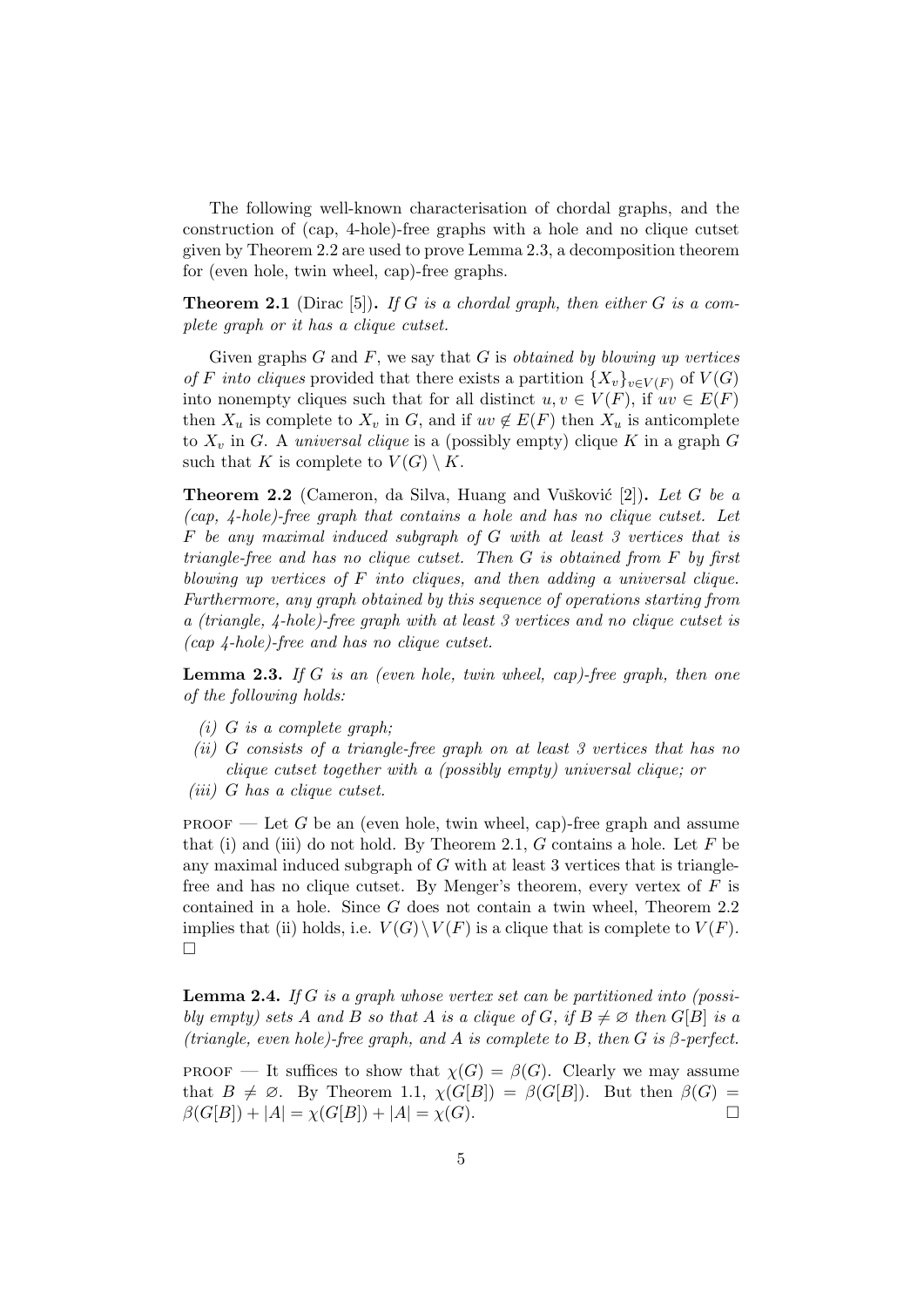The following well-known characterisation of chordal graphs, and the construction of (cap, 4-hole)-free graphs with a hole and no clique cutset given by Theorem 2.2 are used to prove Lemma 2.3, a decomposition theorem for (even hole, twin wheel, cap)-free graphs.

**Theorem 2.1** (Dirac [5]). *If $G$ is a chordal graph, then either $G$ is a complete graph or it has a clique cutset.*

Given graphs $G$ and $F$, we say that $G$ is *obtained by blowing up vertices of $F$ into cliques* provided that there exists a partition $\{X_v\}_{v \in V(F)}$ of $V(G)$ into nonempty cliques such that for all distinct $u, v \in V(F)$, if $uv \in E(F)$ then $X_u$ is complete to $X_v$ in $G$, and if $uv \notin E(F)$ then $X_u$ is anticomplete to $X_v$ in $G$. A *universal clique* is a (possibly empty) clique $K$ in a graph $G$ such that $K$ is complete to $V(G) \setminus K$.

**Theorem 2.2** (Cameron, da Silva, Huang and Vušković [2]). *Let $G$ be a (cap, 4-hole)-free graph that contains a hole and has no clique cutset. Let $F$ be any maximal induced subgraph of $G$ with at least 3 vertices that is triangle-free and has no clique cutset. Then $G$ is obtained from $F$ by first blowing up vertices of $F$ into cliques, and then adding a universal clique. Furthermore, any graph obtained by this sequence of operations starting from a (triangle, 4-hole)-free graph with at least 3 vertices and no clique cutset is (cap 4-hole)-free and has no clique cutset.*

**Lemma 2.3.** *If $G$ is an (even hole, twin wheel, cap)-free graph, then one of the following holds:*

- *(i) $G$ is a complete graph;*
- *(ii) $G$ consists of a triangle-free graph on at least 3 vertices that has no clique cutset together with a (possibly empty) universal clique; or*
- *(iii) $G$ has a clique cutset.*

PROOF — Let $G$ be an (even hole, twin wheel, cap)-free graph and assume that (i) and (iii) do not hold. By Theorem 2.1, $G$ contains a hole. Let $F$ be any maximal induced subgraph of $G$ with at least 3 vertices that is triangle-free and has no clique cutset. By Menger's theorem, every vertex of $F$ is contained in a hole. Since $G$ does not contain a twin wheel, Theorem 2.2 implies that (ii) holds, i.e. $V(G) \setminus V(F)$ is a clique that is complete to $V(F)$. □

**Lemma 2.4.** *If $G$ is a graph whose vertex set can be partitioned into (possibly empty) sets $A$ and $B$ so that $A$ is a clique of $G$, if $B \neq \varnothing$ then $G[B]$ is a (triangle, even hole)-free graph, and $A$ is complete to $B$, then $G$ is $\beta$-perfect.*

PROOF — It suffices to show that $\chi(G) = \beta(G)$. Clearly we may assume that $B \neq \varnothing$. By Theorem 1.1, $\chi(G[B]) = \beta(G[B])$. But then $\beta(G) = \beta(G[B]) + |A| = \chi(G[B]) + |A| = \chi(G)$. □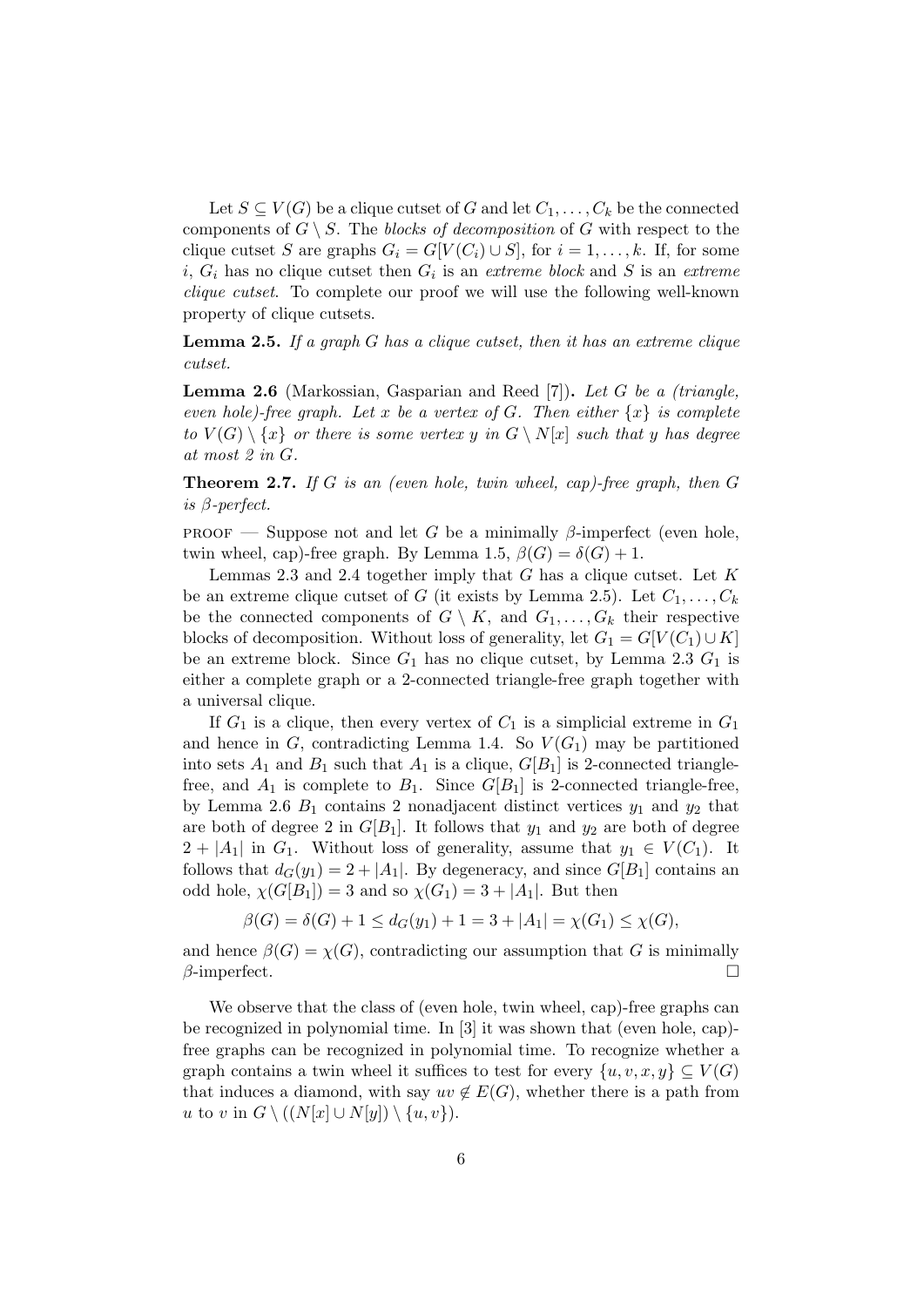Let $S \subseteq V(G)$ be a clique cutset of $G$ and let $C_1, \ldots, C_k$ be the connected components of $G \setminus S$. The *blocks of decomposition* of $G$ with respect to the clique cutset $S$ are graphs $G_i = G[V(C_i) \cup S]$, for $i = 1, \ldots, k$. If, for some $i$, $G_i$ has no clique cutset then $G_i$ is an *extreme block* and $S$ is an *extreme clique cutset*. To complete our proof we will use the following well-known property of clique cutsets.

**Lemma 2.5.** *If a graph $G$ has a clique cutset, then it has an extreme clique cutset.*

**Lemma 2.6** (Markossian, Gasparian and Reed [7]). *Let $G$ be a (triangle, even hole)-free graph. Let $x$ be a vertex of $G$. Then either $\{x\}$ is complete to $V(G) \setminus \{x\}$ or there is some vertex $y$ in $G \setminus N[x]$ such that $y$ has degree at most 2 in $G$.*

**Theorem 2.7.** *If $G$ is an (even hole, twin wheel, cap)-free graph, then $G$ is $\beta$-perfect.*

PROOF — Suppose not and let $G$ be a minimally $\beta$-imperfect (even hole, twin wheel, cap)-free graph. By Lemma 1.5, $\beta(G) = \delta(G) + 1$.

Lemmas 2.3 and 2.4 together imply that $G$ has a clique cutset. Let $K$ be an extreme clique cutset of $G$ (it exists by Lemma 2.5). Let $C_1, \ldots, C_k$ be the connected components of $G \setminus K$, and $G_1, \ldots, G_k$ their respective blocks of decomposition. Without loss of generality, let $G_1 = G[V(C_1) \cup K]$ be an extreme block. Since $G_1$ has no clique cutset, by Lemma 2.3 $G_1$ is either a complete graph or a 2-connected triangle-free graph together with a universal clique.

If $G_1$ is a clique, then every vertex of $C_1$ is a simplicial extreme in $G_1$ and hence in $G$, contradicting Lemma 1.4. So $V(G_1)$ may be partitioned into sets $A_1$ and $B_1$ such that $A_1$ is a clique, $G[B_1]$ is 2-connected triangle-free, and $A_1$ is complete to $B_1$. Since $G[B_1]$ is 2-connected triangle-free, by Lemma 2.6 $B_1$ contains 2 nonadjacent distinct vertices $y_1$ and $y_2$ that are both of degree 2 in $G[B_1]$. It follows that $y_1$ and $y_2$ are both of degree $2 + |A_1|$ in $G_1$. Without loss of generality, assume that $y_1 \in V(C_1)$. It follows that $d_G(y_1) = 2 + |A_1|$. By degeneracy, and since $G[B_1]$ contains an odd hole, $\chi(G[B_1]) = 3$ and so $\chi(G_1) = 3 + |A_1|$. But then

$$\beta(G) = \delta(G) + 1 \leq d_G(y_1) + 1 = 3 + |A_1| = \chi(G_1) \leq \chi(G),$$

and hence $\beta(G) = \chi(G)$, contradicting our assumption that $G$ is minimally $\beta$-imperfect. $\square$

We observe that the class of (even hole, twin wheel, cap)-free graphs can be recognized in polynomial time. In [3] it was shown that (even hole, cap)-free graphs can be recognized in polynomial time. To recognize whether a graph contains a twin wheel it suffices to test for every $\{u, v, x, y\} \subseteq V(G)$ that induces a diamond, with say $uv \notin E(G)$, whether there is a path from $u$ to $v$ in $G \setminus ((N[x] \cup N[y]) \setminus \{u, v\})$.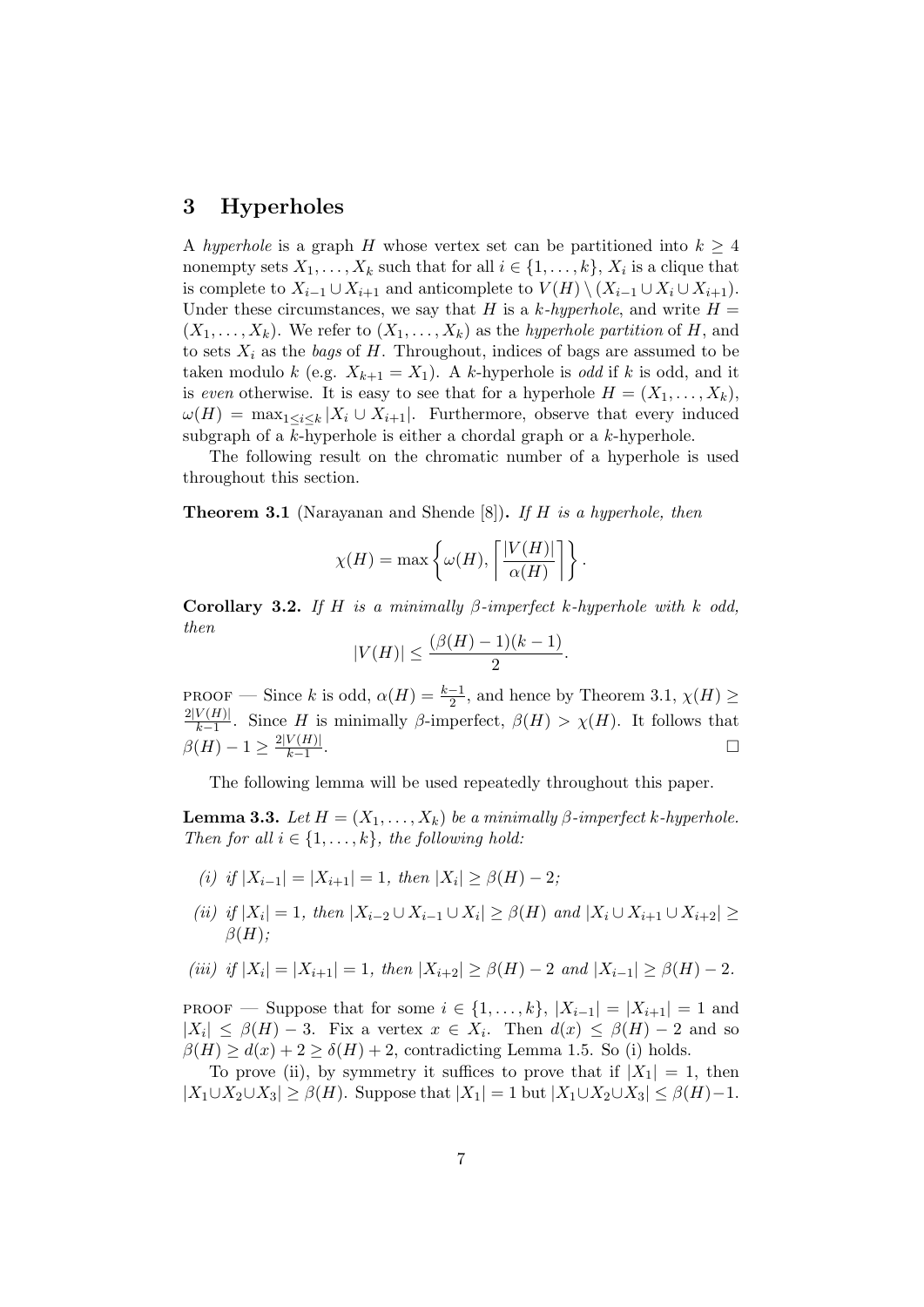## 3 Hyperholes

A *hyperhole* is a graph $H$ whose vertex set can be partitioned into $k \geq 4$ nonempty sets $X_1, \ldots, X_k$ such that for all $i \in \{1, \ldots, k\}$, $X_i$ is a clique that is complete to $X_{i-1} \cup X_{i+1}$ and anticomplete to $V(H) \setminus (X_{i-1} \cup X_i \cup X_{i+1})$. Under these circumstances, we say that $H$ is a *$k$-hyperhole*, and write $H = (X_1, \ldots, X_k)$. We refer to $(X_1, \ldots, X_k)$ as the *hyperhole partition* of $H$, and to sets $X_i$ as the *bags* of $H$. Throughout, indices of bags are assumed to be taken modulo $k$ (e.g. $X_{k+1} = X_1$). A $k$-hyperhole is *odd* if $k$ is odd, and it is *even* otherwise. It is easy to see that for a hyperhole $H = (X_1, \ldots, X_k)$, $\omega(H) = \max_{1 \leq i \leq k} |X_i \cup X_{i+1}|$. Furthermore, observe that every induced subgraph of a $k$-hyperhole is either a chordal graph or a $k$-hyperhole.

The following result on the chromatic number of a hyperhole is used throughout this section.

**Theorem 3.1** (Narayanan and Shende [8])**.** *If $H$ is a hyperhole, then*

$$\chi(H) = \max\left\{\omega(H), \left\lceil \frac{|V(H)|}{\alpha(H)} \right\rceil \right\}.$$

**Corollary 3.2.** *If $H$ is a minimally $\beta$-imperfect $k$-hyperhole with $k$ odd, then*

$$|V(H)| \leq \frac{(\beta(H) - 1)(k - 1)}{2}.$$

PROOF — Since $k$ is odd, $\alpha(H) = \frac{k-1}{2}$, and hence by Theorem 3.1, $\chi(H) \geq \frac{2|V(H)|}{k-1}$. Since $H$ is minimally $\beta$-imperfect, $\beta(H) > \chi(H)$. It follows that $\beta(H) - 1 \geq \frac{2|V(H)|}{k-1}$. $\square$

The following lemma will be used repeatedly throughout this paper.

**Lemma 3.3.** *Let $H = (X_1, \ldots, X_k)$ be a minimally $\beta$-imperfect $k$-hyperhole. Then for all $i \in \{1, \ldots, k\}$, the following hold:*

*(i) if $|X_{i-1}| = |X_{i+1}| = 1$, then $|X_i| \geq \beta(H) - 2$;*

*(ii) if $|X_i| = 1$, then $|X_{i-2} \cup X_{i-1} \cup X_i| \geq \beta(H)$ and $|X_i \cup X_{i+1} \cup X_{i+2}| \geq \beta(H)$;*

*(iii) if $|X_i| = |X_{i+1}| = 1$, then $|X_{i+2}| \geq \beta(H) - 2$ and $|X_{i-1}| \geq \beta(H) - 2$.*

PROOF — Suppose that for some $i \in \{1, \ldots, k\}$, $|X_{i-1}| = |X_{i+1}| = 1$ and $|X_i| \leq \beta(H) - 3$. Fix a vertex $x \in X_i$. Then $d(x) \leq \beta(H) - 2$ and so $\beta(H) \geq d(x) + 2 \geq \delta(H) + 2$, contradicting Lemma 1.5. So (i) holds.

To prove (ii), by symmetry it suffices to prove that if $|X_1| = 1$, then $|X_1 \cup X_2 \cup X_3| \geq \beta(H)$. Suppose that $|X_1| = 1$ but $|X_1 \cup X_2 \cup X_3| \leq \beta(H) - 1$.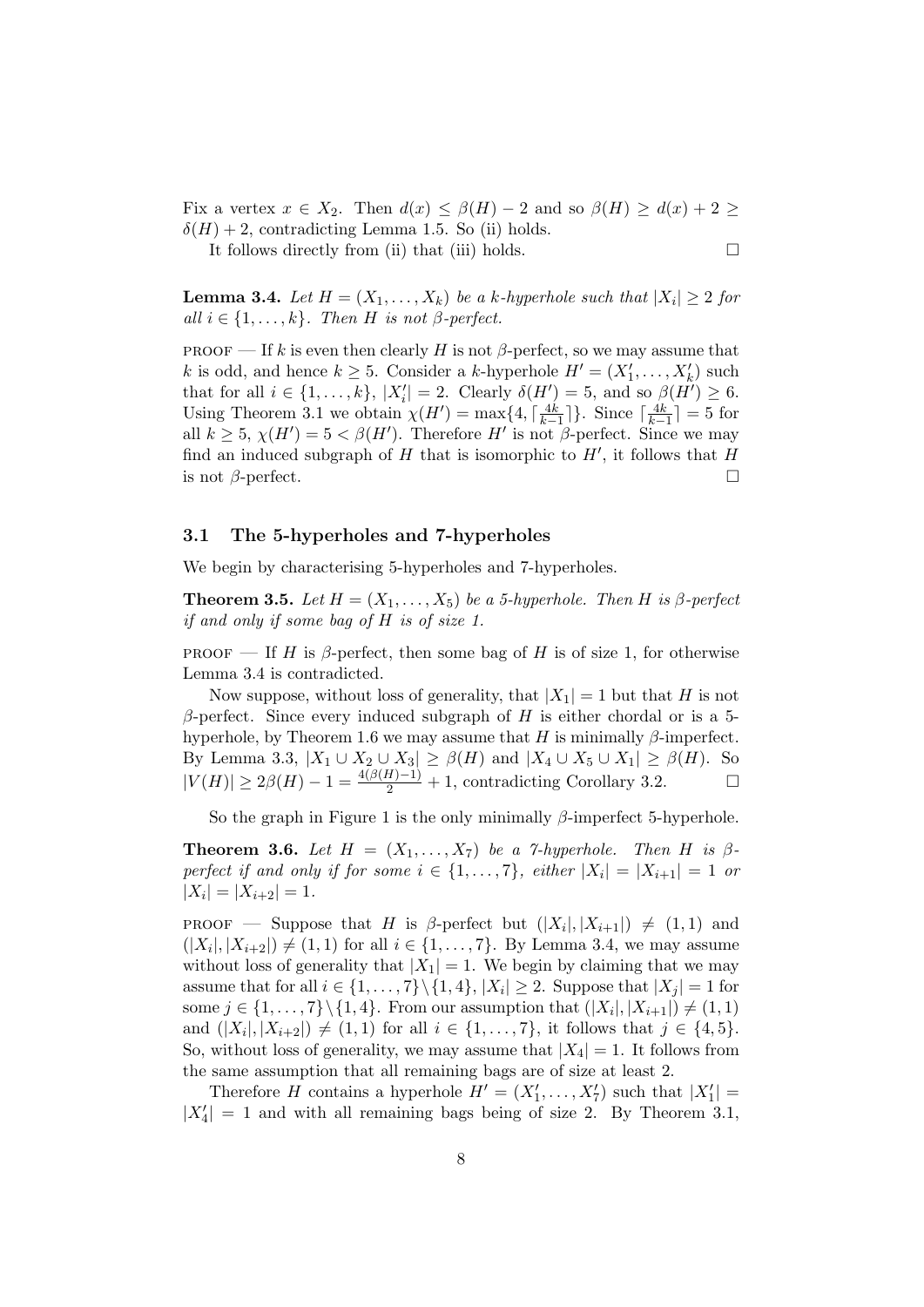Fix a vertex $x \in X_2$. Then $d(x) \leq \beta(H) - 2$ and so $\beta(H) \geq d(x) + 2 \geq \delta(H) + 2$, contradicting Lemma 1.5. So (ii) holds.

It follows directly from (ii) that (iii) holds. □

**Lemma 3.4.** *Let $H = (X_1, \ldots, X_k)$ be a k-hyperhole such that $|X_i| \geq 2$ for all $i \in \{1, \ldots, k\}$. Then H is not $\beta$-perfect.*

PROOF — If $k$ is even then clearly $H$ is not $\beta$-perfect, so we may assume that $k$ is odd, and hence $k \geq 5$. Consider a $k$-hyperhole $H' = (X'_1, \ldots, X'_k)$ such that for all $i \in \{1, \ldots, k\}$, $|X'_i| = 2$. Clearly $\delta(H') = 5$, and so $\beta(H') \geq 6$. Using Theorem 3.1 we obtain $\chi(H') = \max\{4, \lceil \frac{4k}{k-1} \rceil\}$. Since $\lceil \frac{4k}{k-1} \rceil = 5$ for all $k \geq 5$, $\chi(H') = 5 < \beta(H')$. Therefore $H'$ is not $\beta$-perfect. Since we may find an induced subgraph of $H$ that is isomorphic to $H'$, it follows that $H$ is not $\beta$-perfect. □

### 3.1 The 5-hyperholes and 7-hyperholes

We begin by characterising 5-hyperholes and 7-hyperholes.

**Theorem 3.5.** *Let $H = (X_1, \ldots, X_5)$ be a 5-hyperhole. Then H is $\beta$-perfect if and only if some bag of H is of size 1.*

PROOF — If $H$ is $\beta$-perfect, then some bag of $H$ is of size 1, for otherwise Lemma 3.4 is contradicted.

Now suppose, without loss of generality, that $|X_1| = 1$ but that $H$ is not $\beta$-perfect. Since every induced subgraph of $H$ is either chordal or is a 5-hyperhole, by Theorem 1.6 we may assume that $H$ is minimally $\beta$-imperfect. By Lemma 3.3, $|X_1 \cup X_2 \cup X_3| \geq \beta(H)$ and $|X_4 \cup X_5 \cup X_1| \geq \beta(H)$. So $|V(H)| \geq 2\beta(H) - 1 = \frac{4(\beta(H)-1)}{2} + 1$, contradicting Corollary 3.2. □

So the graph in Figure 1 is the only minimally $\beta$-imperfect 5-hyperhole.

**Theorem 3.6.** *Let $H = (X_1, \ldots, X_7)$ be a 7-hyperhole. Then H is $\beta$-perfect if and only if for some $i \in \{1, \ldots, 7\}$, either $|X_i| = |X_{i+1}| = 1$ or $|X_i| = |X_{i+2}| = 1$.*

PROOF — Suppose that $H$ is $\beta$-perfect but $(|X_i|, |X_{i+1}|) \neq (1, 1)$ and $(|X_i|, |X_{i+2}|) \neq (1, 1)$ for all $i \in \{1, \ldots, 7\}$. By Lemma 3.4, we may assume without loss of generality that $|X_1| = 1$. We begin by claiming that we may assume that for all $i \in \{1, \ldots, 7\} \backslash \{1, 4\}$, $|X_i| \geq 2$. Suppose that $|X_j| = 1$ for some $j \in \{1, \ldots, 7\} \backslash \{1, 4\}$. From our assumption that $(|X_i|, |X_{i+1}|) \neq (1, 1)$ and $(|X_i|, |X_{i+2}|) \neq (1, 1)$ for all $i \in \{1, \ldots, 7\}$, it follows that $j \in \{4, 5\}$. So, without loss of generality, we may assume that $|X_4| = 1$. It follows from the same assumption that all remaining bags are of size at least 2.

Therefore $H$ contains a hyperhole $H' = (X'_1, \ldots, X'_7)$ such that $|X'_1| = |X'_4| = 1$ and with all remaining bags being of size 2. By Theorem 3.1,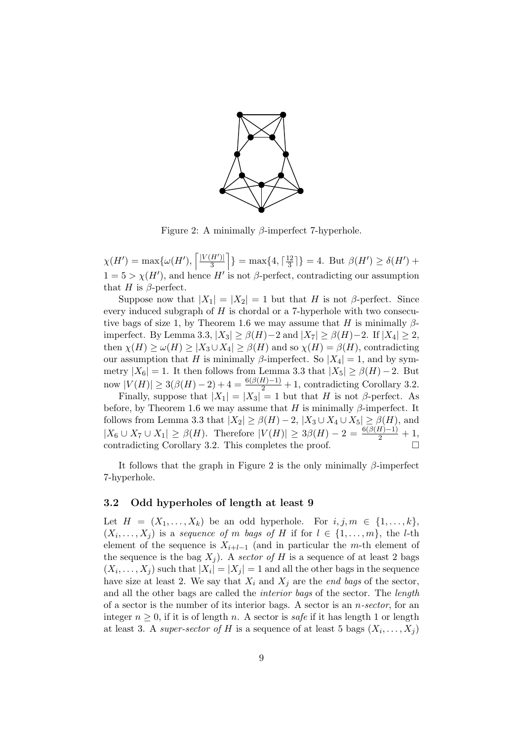Figure 2: A minimally $\beta$-imperfect 7-hyperhole.

$\chi(H') = \max\{\omega(H'), \left\lceil \frac{|V(H')|}{3} \right\rceil\} = \max\{4, \lceil \frac{12}{3} \rceil\} = 4$. But $\beta(H') \geq \delta(H') + 1 = 5 > \chi(H')$, and hence $H'$ is not $\beta$-perfect, contradicting our assumption that $H$ is $\beta$-perfect.

Suppose now that $|X_1| = |X_2| = 1$ but that $H$ is not $\beta$-perfect. Since every induced subgraph of $H$ is chordal or a 7-hyperhole with two consecutive bags of size 1, by Theorem 1.6 we may assume that $H$ is minimally $\beta$-imperfect. By Lemma 3.3, $|X_3| \geq \beta(H)-2$ and $|X_7| \geq \beta(H)-2$. If $|X_4| \geq 2$, then $\chi(H) \geq \omega(H) \geq |X_3 \cup X_4| \geq \beta(H)$ and so $\chi(H) = \beta(H)$, contradicting our assumption that $H$ is minimally $\beta$-imperfect. So $|X_4| = 1$, and by symmetry $|X_6| = 1$. It then follows from Lemma 3.3 that $|X_5| \geq \beta(H) - 2$. But now $|V(H)| \geq 3(\beta(H)-2)+4 = \frac{6(\beta(H)-1)}{2} + 1$, contradicting Corollary 3.2.

Finally, suppose that $|X_1| = |X_3| = 1$ but that $H$ is not $\beta$-perfect. As before, by Theorem 1.6 we may assume that $H$ is minimally $\beta$-imperfect. It follows from Lemma 3.3 that $|X_2| \geq \beta(H) - 2$, $|X_3 \cup X_4 \cup X_5| \geq \beta(H)$, and $|X_6 \cup X_7 \cup X_1| \geq \beta(H)$. Therefore $|V(H)| \geq 3\beta(H) - 2 = \frac{6(\beta(H)-1)}{2} + 1$, contradicting Corollary 3.2. This completes the proof. $\square$

It follows that the graph in Figure 2 is the only minimally $\beta$-imperfect 7-hyperhole.

### 3.2 Odd hyperholes of length at least 9

Let $H = (X_1, \ldots, X_k)$ be an odd hyperhole. For $i, j, m \in \{1, \ldots, k\}$, $(X_i, \ldots, X_j)$ is a *sequence of $m$ bags of $H$* if for $l \in \{1, \ldots, m\}$, the $l$-th element of the sequence is $X_{i+l-1}$ (and in particular the $m$-th element of the sequence is the bag $X_j$). A *sector of $H$* is a sequence of at least 2 bags $(X_i, \ldots, X_j)$ such that $|X_i| = |X_j| = 1$ and all the other bags in the sequence have size at least 2. We say that $X_i$ and $X_j$ are the *end bags* of the sector, and all the other bags are called the *interior bags* of the sector. The *length* of a sector is the number of its interior bags. A sector is an *$n$-sector*, for an integer $n \geq 0$, if it is of length $n$. A sector is *safe* if it has length 1 or length at least 3. A *super-sector of $H$* is a sequence of at least 5 bags $(X_i, \ldots, X_j)$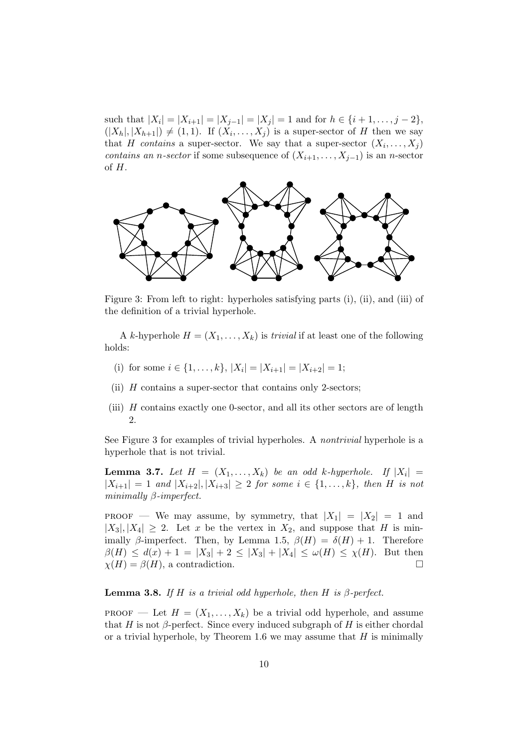such that $|X_i| = |X_{i+1}| = |X_{j-1}| = |X_j| = 1$ and for $h \in \{i+1, \dots, j-2\}$, $(|X_h|, |X_{h+1}|) \neq (1,1)$. If $(X_i, \dots, X_j)$ is a super-sector of $H$ then we say that $H$ *contains* a super-sector. We say that a super-sector $(X_i, \dots, X_j)$ *contains an $n$-sector* if some subsequence of $(X_{i+1}, \dots, X_{j-1})$ is an $n$-sector of $H$.

Figure 3: From left to right: hyperholes satisfying parts (i), (ii), and (iii) of the definition of a trivial hyperhole.

A $k$-hyperhole $H = (X_1, \dots, X_k)$ is *trivial* if at least one of the following holds:

(i) for some $i \in \{1, \dots, k\}$, $|X_i| = |X_{i+1}| = |X_{i+2}| = 1$;

(ii) $H$ contains a super-sector that contains only 2-sectors;

(iii) $H$ contains exactly one 0-sector, and all its other sectors are of length 2.

See Figure 3 for examples of trivial hyperholes. A *nontrivial* hyperhole is a hyperhole that is not trivial.

**Lemma 3.7.** *Let $H = (X_1, \dots, X_k)$ be an odd $k$-hyperhole. If $|X_i| = |X_{i+1}| = 1$ and $|X_{i+2}|, |X_{i+3}| \geq 2$ for some $i \in \{1, \dots, k\}$, then $H$ is not minimally $\beta$-imperfect.*

PROOF — We may assume, by symmetry, that $|X_1| = |X_2| = 1$ and $|X_3|, |X_4| \geq 2$. Let $x$ be the vertex in $X_2$, and suppose that $H$ is minimally $\beta$-imperfect. Then, by Lemma 1.5, $\beta(H) = \delta(H) + 1$. Therefore $\beta(H) \leq d(x) + 1 = |X_3| + 2 \leq |X_3| + |X_4| \leq \omega(H) \leq \chi(H)$. But then $\chi(H) = \beta(H)$, a contradiction. □

**Lemma 3.8.** *If $H$ is a trivial odd hyperhole, then $H$ is $\beta$-perfect.*

PROOF — Let $H = (X_1, \dots, X_k)$ be a trivial odd hyperhole, and assume that $H$ is not $\beta$-perfect. Since every induced subgraph of $H$ is either chordal or a trivial hyperhole, by Theorem 1.6 we may assume that $H$ is minimally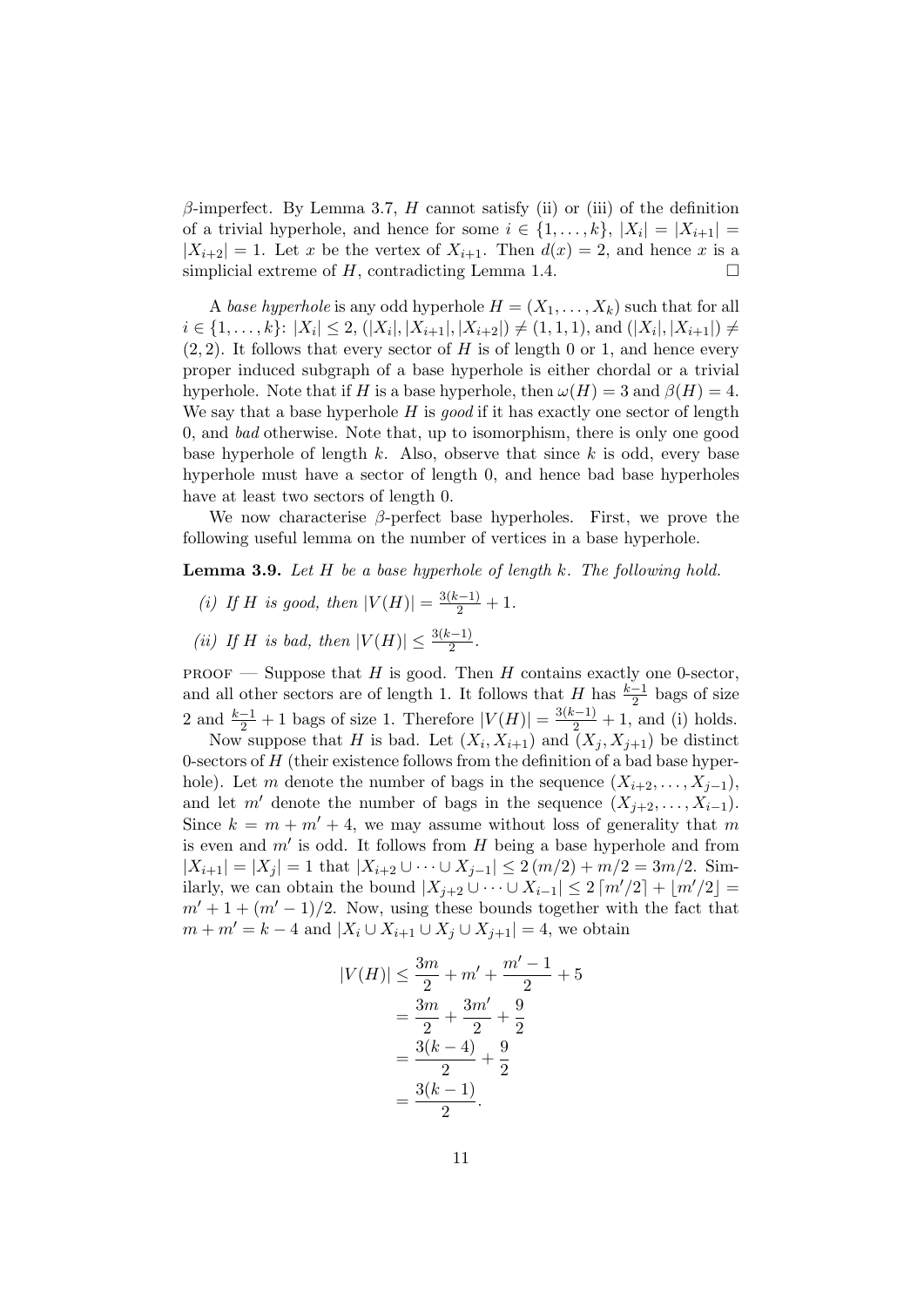$\beta$-imperfect. By Lemma 3.7, $H$ cannot satisfy (ii) or (iii) of the definition of a trivial hyperhole, and hence for some $i \in \{1, \dots, k\}$, $|X_i| = |X_{i+1}| = |X_{i+2}| = 1$. Let $x$ be the vertex of $X_{i+1}$. Then $d(x) = 2$, and hence $x$ is a simplicial extreme of $H$, contradicting Lemma 1.4. $\square$

A *base hyperhole* is any odd hyperhole $H = (X_1, \dots, X_k)$ such that for all $i \in \{1, \dots, k\}$: $|X_i| \leq 2$, $(|X_i|, |X_{i+1}|, |X_{i+2}|) \neq (1, 1, 1)$, and $(|X_i|, |X_{i+1}|) \neq (2, 2)$. It follows that every sector of $H$ is of length 0 or 1, and hence every proper induced subgraph of a base hyperhole is either chordal or a trivial hyperhole. Note that if $H$ is a base hyperhole, then $\omega(H) = 3$ and $\beta(H) = 4$. We say that a base hyperhole $H$ is *good* if it has exactly one sector of length 0, and *bad* otherwise. Note that, up to isomorphism, there is only one good base hyperhole of length $k$. Also, observe that since $k$ is odd, every base hyperhole must have a sector of length 0, and hence bad base hyperholes have at least two sectors of length 0.

We now characterise $\beta$-perfect base hyperholes. First, we prove the following useful lemma on the number of vertices in a base hyperhole.

**Lemma 3.9.** *Let $H$ be a base hyperhole of length $k$. The following hold.*

*(i) If $H$ is good, then $|V(H)| = \frac{3(k-1)}{2} + 1$.*

*(ii) If $H$ is bad, then $|V(H)| \leq \frac{3(k-1)}{2}$.*

PROOF — Suppose that $H$ is good. Then $H$ contains exactly one 0-sector, and all other sectors are of length 1. It follows that $H$ has $\frac{k-1}{2}$ bags of size 2 and $\frac{k-1}{2} + 1$ bags of size 1. Therefore $|V(H)| = \frac{3(k-1)}{2} + 1$, and (i) holds.

Now suppose that $H$ is bad. Let $(X_i, X_{i+1})$ and $(X_j, X_{j+1})$ be distinct 0-sectors of $H$ (their existence follows from the definition of a bad base hyperhole). Let $m$ denote the number of bags in the sequence $(X_{i+2}, \dots, X_{j-1})$, and let $m'$ denote the number of bags in the sequence $(X_{j+2}, \dots, X_{i-1})$. Since $k = m + m' + 4$, we may assume without loss of generality that $m$ is even and $m'$ is odd. It follows from $H$ being a base hyperhole and from $|X_{i+1}| = |X_j| = 1$ that $|X_{i+2} \cup \dots \cup X_{j-1}| \leq 2\,(m/2) + m/2 = 3m/2$. Similarly, we can obtain the bound $|X_{j+2} \cup \dots \cup X_{i-1}| \leq 2\,\lceil m'/2 \rceil + \lfloor m'/2 \rfloor = m' + 1 + (m'-1)/2$. Now, using these bounds together with the fact that $m + m' = k - 4$ and $|X_i \cup X_{i+1} \cup X_j \cup X_{j+1}| = 4$, we obtain

$$
\begin{aligned}
|V(H)| &\leq \frac{3m}{2} + m' + \frac{m'-1}{2} + 5 \\
&= \frac{3m}{2} + \frac{3m'}{2} + \frac{9}{2} \\
&= \frac{3(k-4)}{2} + \frac{9}{2} \\
&= \frac{3(k-1)}{2}.
\end{aligned}
$$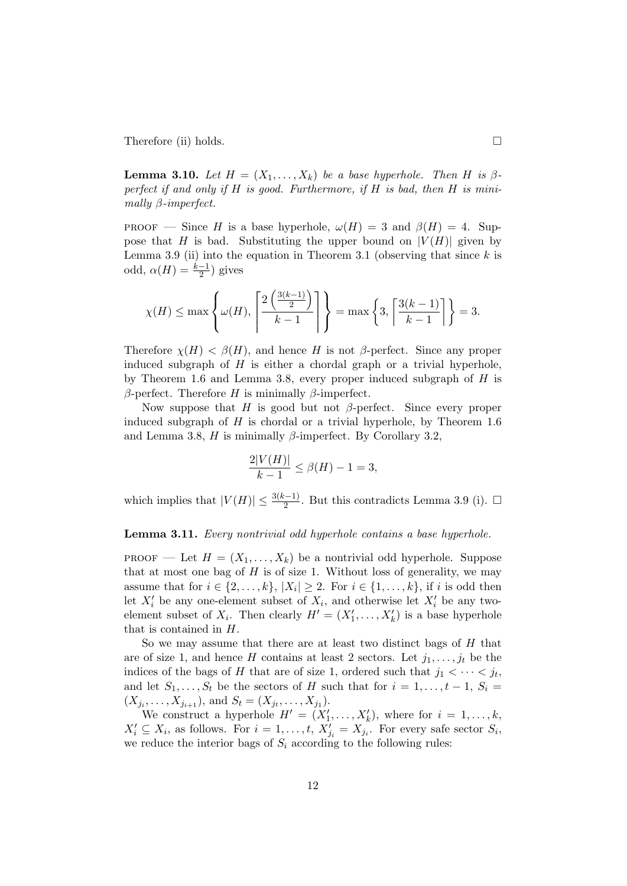Therefore (ii) holds. □

**Lemma 3.10.** *Let $H = (X_1, \dots, X_k)$ be a base hyperhole. Then $H$ is $\beta$-perfect if and only if $H$ is good. Furthermore, if $H$ is bad, then $H$ is minimally $\beta$-imperfect.*

PROOF — Since $H$ is a base hyperhole, $\omega(H) = 3$ and $\beta(H) = 4$. Suppose that $H$ is bad. Substituting the upper bound on $|V(H)|$ given by Lemma 3.9 (ii) into the equation in Theorem 3.1 (observing that since $k$ is odd, $\alpha(H) = \frac{k-1}{2}$) gives

$$\chi(H) \leq \max\left\{\omega(H), \left\lceil \frac{2\left(\frac{3(k-1)}{2}\right)}{k-1} \right\rceil \right\} = \max\left\{3, \left\lceil \frac{3(k-1)}{k-1} \right\rceil \right\} = 3.$$

Therefore $\chi(H) < \beta(H)$, and hence $H$ is not $\beta$-perfect. Since any proper induced subgraph of $H$ is either a chordal graph or a trivial hyperhole, by Theorem 1.6 and Lemma 3.8, every proper induced subgraph of $H$ is $\beta$-perfect. Therefore $H$ is minimally $\beta$-imperfect.

Now suppose that $H$ is good but not $\beta$-perfect. Since every proper induced subgraph of $H$ is chordal or a trivial hyperhole, by Theorem 1.6 and Lemma 3.8, $H$ is minimally $\beta$-imperfect. By Corollary 3.2,

$$\frac{2|V(H)|}{k-1} \leq \beta(H) - 1 = 3,$$

which implies that $|V(H)| \leq \frac{3(k-1)}{2}$. But this contradicts Lemma 3.9 (i). □

**Lemma 3.11.** *Every nontrivial odd hyperhole contains a base hyperhole.*

PROOF — Let $H = (X_1, \dots, X_k)$ be a nontrivial odd hyperhole. Suppose that at most one bag of $H$ is of size 1. Without loss of generality, we may assume that for $i \in \{2, \dots, k\}$, $|X_i| \geq 2$. For $i \in \{1, \dots, k\}$, if $i$ is odd then let $X'_i$ be any one-element subset of $X_i$, and otherwise let $X'_i$ be any two-element subset of $X_i$. Then clearly $H' = (X'_1, \dots, X'_k)$ is a base hyperhole that is contained in $H$.

So we may assume that there are at least two distinct bags of $H$ that are of size 1, and hence $H$ contains at least 2 sectors. Let $j_1, \dots, j_t$ be the indices of the bags of $H$ that are of size 1, ordered such that $j_1 < \dots < j_t$, and let $S_1, \dots, S_t$ be the sectors of $H$ such that for $i = 1, \dots, t-1$, $S_i = (X_{j_i}, \dots, X_{j_{i+1}})$, and $S_t = (X_{j_t}, \dots, X_{j_1})$.

We construct a hyperhole $H' = (X'_1, \dots, X'_k)$, where for $i = 1, \dots, k$, $X'_i \subseteq X_i$, as follows. For $i = 1, \dots, t$, $X'_{j_i} = X_{j_i}$. For every safe sector $S_i$, we reduce the interior bags of $S_i$ according to the following rules: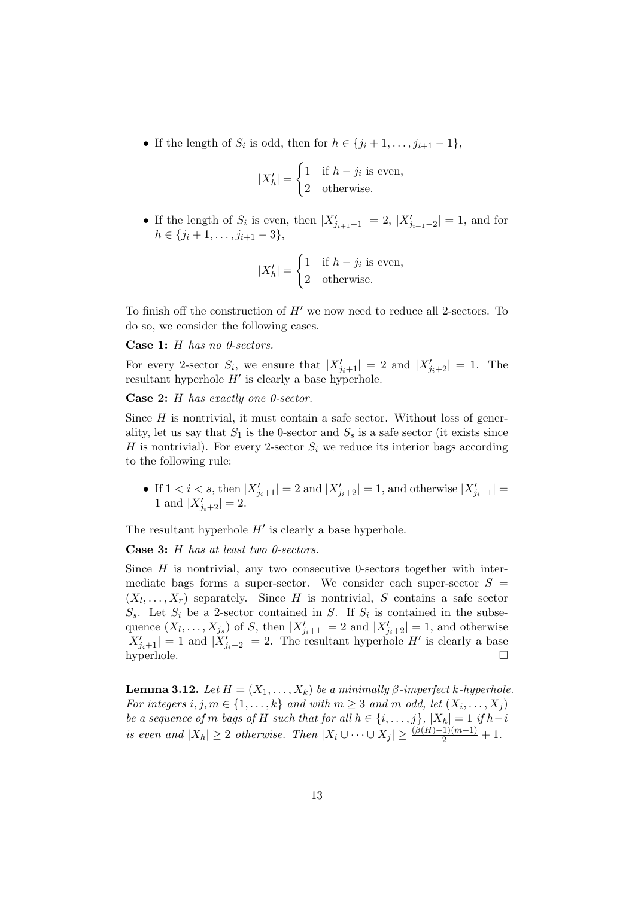- If the length of $S_i$ is odd, then for $h \in \{j_i + 1, \dots, j_{i+1} - 1\}$,

$$|X'_h| = \begin{cases} 1 & \text{if } h - j_i \text{ is even,} \\ 2 & \text{otherwise.} \end{cases}$$

- If the length of $S_i$ is even, then $|X'_{j_{i+1}-1}| = 2$, $|X'_{j_{i+1}-2}| = 1$, and for $h \in \{j_i + 1, \dots, j_{i+1} - 3\}$,

$$|X'_h| = \begin{cases} 1 & \text{if } h - j_i \text{ is even,} \\ 2 & \text{otherwise.} \end{cases}$$

To finish off the construction of $H'$ we now need to reduce all 2-sectors. To do so, we consider the following cases.

**Case 1:** *$H$ has no 0-sectors.*

For every 2-sector $S_i$, we ensure that $|X'_{j_i+1}| = 2$ and $|X'_{j_i+2}| = 1$. The resultant hyperhole $H'$ is clearly a base hyperhole.

**Case 2:** *$H$ has exactly one 0-sector.*

Since $H$ is nontrivial, it must contain a safe sector. Without loss of generality, let us say that $S_1$ is the 0-sector and $S_s$ is a safe sector (it exists since $H$ is nontrivial). For every 2-sector $S_i$ we reduce its interior bags according to the following rule:

- If $1 < i < s$, then $|X'_{j_i+1}| = 2$ and $|X'_{j_i+2}| = 1$, and otherwise $|X'_{j_i+1}| = 1$ and $|X'_{j_i+2}| = 2$.

The resultant hyperhole $H'$ is clearly a base hyperhole.

**Case 3:** *$H$ has at least two 0-sectors.*

Since $H$ is nontrivial, any two consecutive 0-sectors together with intermediate bags forms a super-sector. We consider each super-sector $S = (X_l, \dots, X_r)$ separately. Since $H$ is nontrivial, $S$ contains a safe sector $S_s$. Let $S_i$ be a 2-sector contained in $S$. If $S_i$ is contained in the subsequence $(X_l, \dots, X_{j_s})$ of $S$, then $|X'_{j_i+1}| = 2$ and $|X'_{j_i+2}| = 1$, and otherwise $|X'_{j_i+1}| = 1$ and $|X'_{j_i+2}| = 2$. The resultant hyperhole $H'$ is clearly a base hyperhole. $\square$

**Lemma 3.12.** *Let $H = (X_1, \dots, X_k)$ be a minimally $\beta$-imperfect $k$-hyperhole. For integers $i, j, m \in \{1, \dots, k\}$ and with $m \geq 3$ and $m$ odd, let $(X_i, \dots, X_j)$ be a sequence of $m$ bags of $H$ such that for all $h \in \{i, \dots, j\}$, $|X_h| = 1$ if $h - i$ is even and $|X_h| \geq 2$ otherwise. Then $|X_i \cup \dots \cup X_j| \geq \frac{(\beta(H)-1)(m-1)}{2} + 1$.*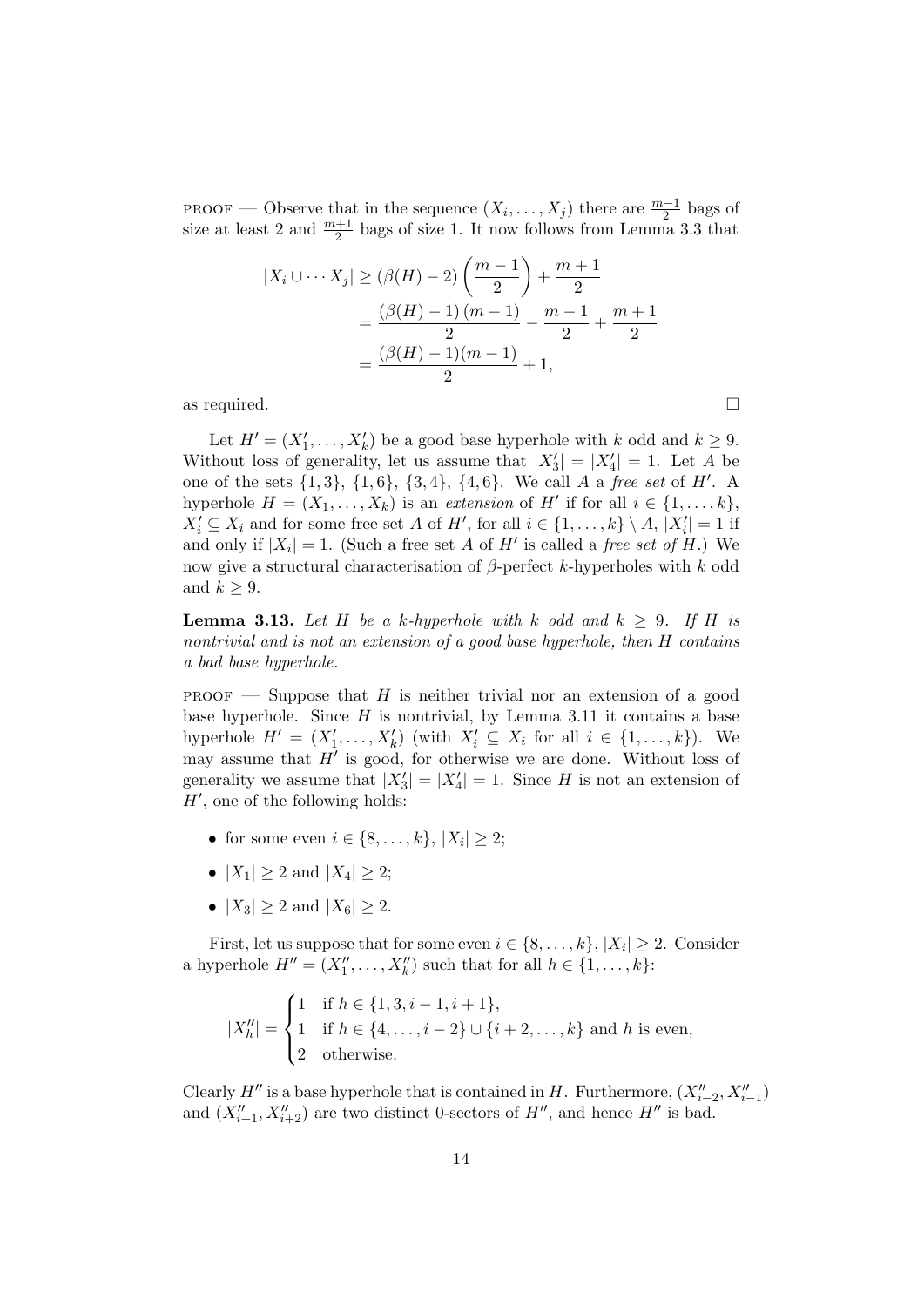PROOF — Observe that in the sequence $(X_i, \dots, X_j)$ there are $\frac{m-1}{2}$ bags of size at least 2 and $\frac{m+1}{2}$ bags of size 1. It now follows from Lemma 3.3 that

$$\begin{aligned}
|X_i \cup \cdots X_j| &\geq (\beta(H) - 2)\left(\frac{m-1}{2}\right) + \frac{m+1}{2} \\
&= \frac{(\beta(H) - 1)\,(m-1)}{2} - \frac{m-1}{2} + \frac{m+1}{2} \\
&= \frac{(\beta(H) - 1)(m-1)}{2} + 1,
\end{aligned}$$

as required. $\square$

Let $H' = (X'_1, \dots, X'_k)$ be a good base hyperhole with $k$ odd and $k \geq 9$. Without loss of generality, let us assume that $|X'_3| = |X'_4| = 1$. Let $A$ be one of the sets $\{1, 3\}$, $\{1, 6\}$, $\{3, 4\}$, $\{4, 6\}$. We call $A$ a *free set* of $H'$. A hyperhole $H = (X_1, \dots, X_k)$ is an *extension* of $H'$ if for all $i \in \{1, \dots, k\}$, $X'_i \subseteq X_i$ and for some free set $A$ of $H'$, for all $i \in \{1, \dots, k\} \setminus A$, $|X'_i| = 1$ if and only if $|X_i| = 1$. (Such a free set $A$ of $H'$ is called a *free set of* $H$.) We now give a structural characterisation of $\beta$-perfect $k$-hyperholes with $k$ odd and $k \geq 9$.

**Lemma 3.13.** *Let $H$ be a $k$-hyperhole with $k$ odd and $k \geq 9$. If $H$ is nontrivial and is not an extension of a good base hyperhole, then $H$ contains a bad base hyperhole.*

PROOF — Suppose that $H$ is neither trivial nor an extension of a good base hyperhole. Since $H$ is nontrivial, by Lemma 3.11 it contains a base hyperhole $H' = (X'_1, \dots, X'_k)$ (with $X'_i \subseteq X_i$ for all $i \in \{1, \dots, k\}$). We may assume that $H'$ is good, for otherwise we are done. Without loss of generality we assume that $|X'_3| = |X'_4| = 1$. Since $H$ is not an extension of $H'$, one of the following holds:

- for some even $i \in \{8, \dots, k\}$, $|X_i| \geq 2$;
- $|X_1| \geq 2$ and $|X_4| \geq 2$;
- $|X_3| \geq 2$ and $|X_6| \geq 2$.

First, let us suppose that for some even $i \in \{8, \dots, k\}$, $|X_i| \geq 2$. Consider a hyperhole $H'' = (X''_1, \dots, X''_k)$ such that for all $h \in \{1, \dots, k\}$:

$$|X''_h| = \begin{cases} 1 & \text{if } h \in \{1, 3, i-1, i+1\}, \\ 1 & \text{if } h \in \{4, \dots, i-2\} \cup \{i+2, \dots, k\} \text{ and } h \text{ is even}, \\ 2 & \text{otherwise.} \end{cases}$$

Clearly $H''$ is a base hyperhole that is contained in $H$. Furthermore, $(X''_{i-2}, X''_{i-1})$ and $(X''_{i+1}, X''_{i+2})$ are two distinct 0-sectors of $H''$, and hence $H''$ is bad.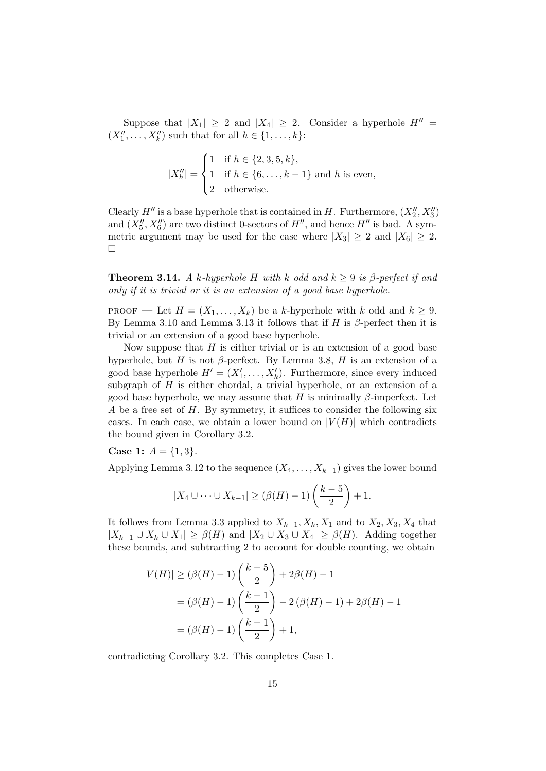Suppose that $|X_1| \geq 2$ and $|X_4| \geq 2$. Consider a hyperhole $H'' = (X''_1, \ldots, X''_k)$ such that for all $h \in \{1, \ldots, k\}$:

$$|X''_h| = \begin{cases} 1 & \text{if } h \in \{2, 3, 5, k\}, \\ 1 & \text{if } h \in \{6, \ldots, k-1\} \text{ and } h \text{ is even}, \\ 2 & \text{otherwise.} \end{cases}$$

Clearly $H''$ is a base hyperhole that is contained in $H$. Furthermore, $(X''_2, X''_3)$ and $(X''_5, X''_6)$ are two distinct 0-sectors of $H''$, and hence $H''$ is bad. A symmetric argument may be used for the case where $|X_3| \geq 2$ and $|X_6| \geq 2$. □

**Theorem 3.14.** *A $k$-hyperhole $H$ with $k$ odd and $k \geq 9$ is $\beta$-perfect if and only if it is trivial or it is an extension of a good base hyperhole.*

PROOF — Let $H = (X_1, \ldots, X_k)$ be a $k$-hyperhole with $k$ odd and $k \geq 9$. By Lemma 3.10 and Lemma 3.13 it follows that if $H$ is $\beta$-perfect then it is trivial or an extension of a good base hyperhole.

Now suppose that $H$ is either trivial or is an extension of a good base hyperhole, but $H$ is not $\beta$-perfect. By Lemma 3.8, $H$ is an extension of a good base hyperhole $H' = (X'_1, \ldots, X'_k)$. Furthermore, since every induced subgraph of $H$ is either chordal, a trivial hyperhole, or an extension of a good base hyperhole, we may assume that $H$ is minimally $\beta$-imperfect. Let $A$ be a free set of $H$. By symmetry, it suffices to consider the following six cases. In each case, we obtain a lower bound on $|V(H)|$ which contradicts the bound given in Corollary 3.2.

**Case 1:** $A = \{1, 3\}$.

Applying Lemma 3.12 to the sequence $(X_4, \ldots, X_{k-1})$ gives the lower bound

$$|X_4 \cup \cdots \cup X_{k-1}| \geq (\beta(H) - 1)\left(\frac{k-5}{2}\right) + 1.$$

It follows from Lemma 3.3 applied to $X_{k-1}, X_k, X_1$ and to $X_2, X_3, X_4$ that $|X_{k-1} \cup X_k \cup X_1| \geq \beta(H)$ and $|X_2 \cup X_3 \cup X_4| \geq \beta(H)$. Adding together these bounds, and subtracting 2 to account for double counting, we obtain

$$\begin{aligned} |V(H)| &\geq (\beta(H) - 1)\left(\frac{k-5}{2}\right) + 2\beta(H) - 1 \\ &= (\beta(H) - 1)\left(\frac{k-1}{2}\right) - 2\left(\beta(H) - 1\right) + 2\beta(H) - 1 \\ &= (\beta(H) - 1)\left(\frac{k-1}{2}\right) + 1, \end{aligned}$$

contradicting Corollary 3.2. This completes Case 1.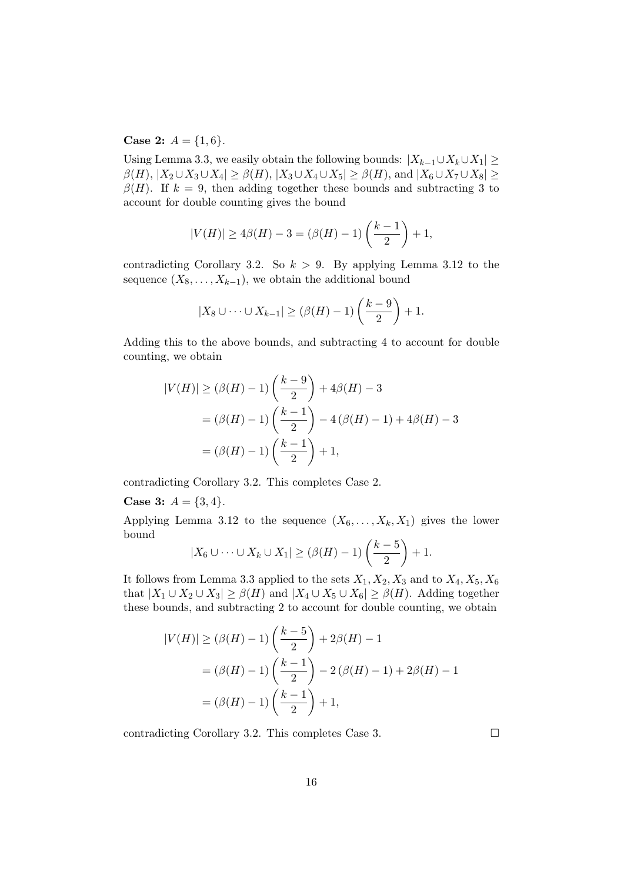**Case 2:** $A = \{1, 6\}$.

Using Lemma 3.3, we easily obtain the following bounds: $|X_{k-1} \cup X_k \cup X_1| \geq \beta(H)$, $|X_2 \cup X_3 \cup X_4| \geq \beta(H)$, $|X_3 \cup X_4 \cup X_5| \geq \beta(H)$, and $|X_6 \cup X_7 \cup X_8| \geq \beta(H)$. If $k = 9$, then adding together these bounds and subtracting 3 to account for double counting gives the bound

$$|V(H)| \geq 4\beta(H) - 3 = (\beta(H) - 1)\left(\frac{k-1}{2}\right) + 1,$$

contradicting Corollary 3.2. So $k > 9$. By applying Lemma 3.12 to the sequence $(X_8, \ldots, X_{k-1})$, we obtain the additional bound

$$|X_8 \cup \cdots \cup X_{k-1}| \geq (\beta(H) - 1)\left(\frac{k-9}{2}\right) + 1.$$

Adding this to the above bounds, and subtracting 4 to account for double counting, we obtain

$$\begin{aligned}
|V(H)| &\geq (\beta(H) - 1)\left(\frac{k-9}{2}\right) + 4\beta(H) - 3 \\
&= (\beta(H) - 1)\left(\frac{k-1}{2}\right) - 4\left(\beta(H) - 1\right) + 4\beta(H) - 3 \\
&= (\beta(H) - 1)\left(\frac{k-1}{2}\right) + 1,
\end{aligned}$$

contradicting Corollary 3.2. This completes Case 2.

**Case 3:** $A = \{3, 4\}$.

Applying Lemma 3.12 to the sequence $(X_6, \ldots, X_k, X_1)$ gives the lower bound

$$|X_6 \cup \cdots \cup X_k \cup X_1| \geq (\beta(H) - 1)\left(\frac{k-5}{2}\right) + 1.$$

It follows from Lemma 3.3 applied to the sets $X_1, X_2, X_3$ and to $X_4, X_5, X_6$ that $|X_1 \cup X_2 \cup X_3| \geq \beta(H)$ and $|X_4 \cup X_5 \cup X_6| \geq \beta(H)$. Adding together these bounds, and subtracting 2 to account for double counting, we obtain

$$\begin{aligned}
|V(H)| &\geq (\beta(H) - 1)\left(\frac{k-5}{2}\right) + 2\beta(H) - 1 \\
&= (\beta(H) - 1)\left(\frac{k-1}{2}\right) - 2\left(\beta(H) - 1\right) + 2\beta(H) - 1 \\
&= (\beta(H) - 1)\left(\frac{k-1}{2}\right) + 1,
\end{aligned}$$

contradicting Corollary 3.2. This completes Case 3. □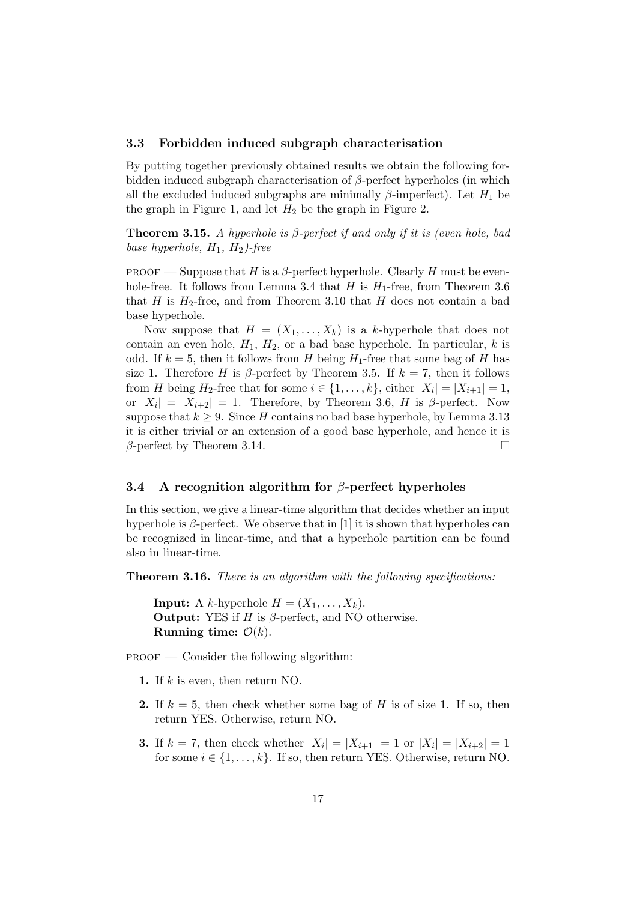### 3.3 Forbidden induced subgraph characterisation

By putting together previously obtained results we obtain the following forbidden induced subgraph characterisation of $\beta$-perfect hyperholes (in which all the excluded induced subgraphs are minimally $\beta$-imperfect). Let $H_1$ be the graph in Figure 1, and let $H_2$ be the graph in Figure 2.

**Theorem 3.15.** *A hyperhole is $\beta$-perfect if and only if it is (even hole, bad base hyperhole, $H_1$, $H_2$)-free*

PROOF — Suppose that $H$ is a $\beta$-perfect hyperhole. Clearly $H$ must be even-hole-free. It follows from Lemma 3.4 that $H$ is $H_1$-free, from Theorem 3.6 that $H$ is $H_2$-free, and from Theorem 3.10 that $H$ does not contain a bad base hyperhole.

Now suppose that $H = (X_1, \ldots, X_k)$ is a $k$-hyperhole that does not contain an even hole, $H_1$, $H_2$, or a bad base hyperhole. In particular, $k$ is odd. If $k = 5$, then it follows from $H$ being $H_1$-free that some bag of $H$ has size 1. Therefore $H$ is $\beta$-perfect by Theorem 3.5. If $k = 7$, then it follows from $H$ being $H_2$-free that for some $i \in \{1, \ldots, k\}$, either $|X_i| = |X_{i+1}| = 1$, or $|X_i| = |X_{i+2}| = 1$. Therefore, by Theorem 3.6, $H$ is $\beta$-perfect. Now suppose that $k \geq 9$. Since $H$ contains no bad base hyperhole, by Lemma 3.13 it is either trivial or an extension of a good base hyperhole, and hence it is $\beta$-perfect by Theorem 3.14. □

### 3.4 A recognition algorithm for $\beta$-perfect hyperholes

In this section, we give a linear-time algorithm that decides whether an input hyperhole is $\beta$-perfect. We observe that in [1] it is shown that hyperholes can be recognized in linear-time, and that a hyperhole partition can be found also in linear-time.

**Theorem 3.16.** *There is an algorithm with the following specifications:*

> **Input:** A $k$-hyperhole $H = (X_1, \ldots, X_k)$.
> **Output:** YES if $H$ is $\beta$-perfect, and NO otherwise.
> **Running time:** $\mathcal{O}(k)$.

PROOF — Consider the following algorithm:

**1.** If $k$ is even, then return NO.

**2.** If $k = 5$, then check whether some bag of $H$ is of size 1. If so, then return YES. Otherwise, return NO.

**3.** If $k = 7$, then check whether $|X_i| = |X_{i+1}| = 1$ or $|X_i| = |X_{i+2}| = 1$ for some $i \in \{1, \ldots, k\}$. If so, then return YES. Otherwise, return NO.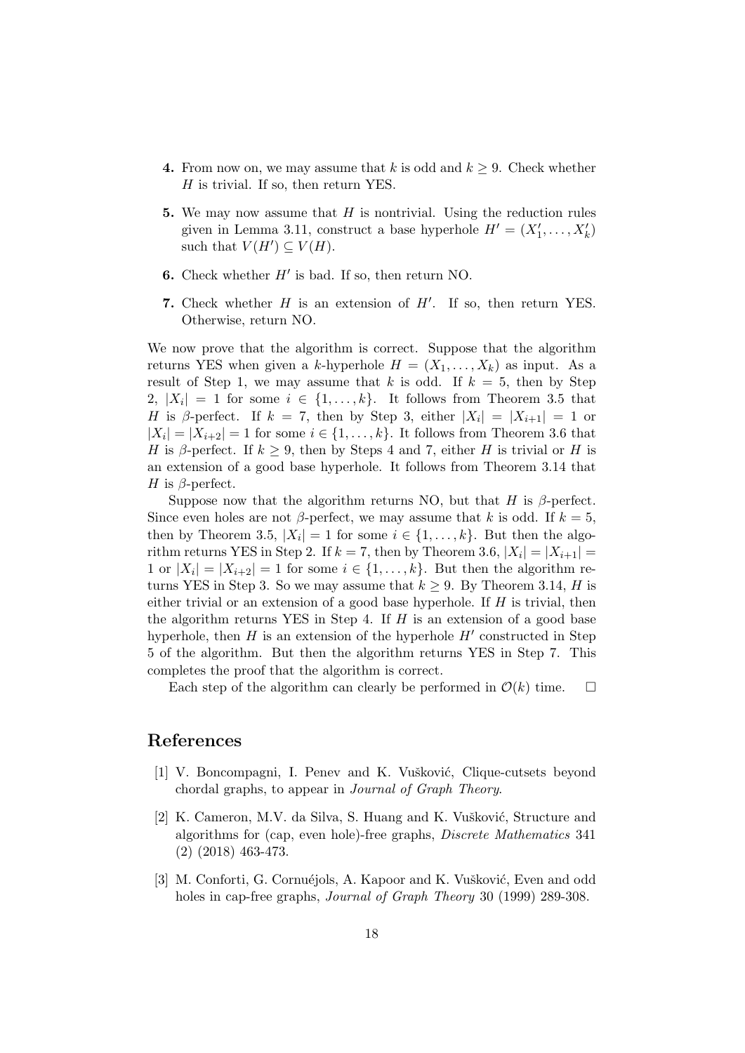**4.** From now on, we may assume that $k$ is odd and $k \geq 9$. Check whether $H$ is trivial. If so, then return YES.

**5.** We may now assume that $H$ is nontrivial. Using the reduction rules given in Lemma 3.11, construct a base hyperhole $H' = (X'_1, \dots, X'_k)$ such that $V(H') \subseteq V(H)$.

**6.** Check whether $H'$ is bad. If so, then return NO.

**7.** Check whether $H$ is an extension of $H'$. If so, then return YES. Otherwise, return NO.

We now prove that the algorithm is correct. Suppose that the algorithm returns YES when given a $k$-hyperhole $H = (X_1, \dots, X_k)$ as input. As a result of Step 1, we may assume that $k$ is odd. If $k = 5$, then by Step 2, $|X_i| = 1$ for some $i \in \{1, \dots, k\}$. It follows from Theorem 3.5 that $H$ is $\beta$-perfect. If $k = 7$, then by Step 3, either $|X_i| = |X_{i+1}| = 1$ or $|X_i| = |X_{i+2}| = 1$ for some $i \in \{1, \dots, k\}$. It follows from Theorem 3.6 that $H$ is $\beta$-perfect. If $k \geq 9$, then by Steps 4 and 7, either $H$ is trivial or $H$ is an extension of a good base hyperhole. It follows from Theorem 3.14 that $H$ is $\beta$-perfect.

Suppose now that the algorithm returns NO, but that $H$ is $\beta$-perfect. Since even holes are not $\beta$-perfect, we may assume that $k$ is odd. If $k = 5$, then by Theorem 3.5, $|X_i| = 1$ for some $i \in \{1, \dots, k\}$. But then the algorithm returns YES in Step 2. If $k = 7$, then by Theorem 3.6, $|X_i| = |X_{i+1}| = 1$ or $|X_i| = |X_{i+2}| = 1$ for some $i \in \{1, \dots, k\}$. But then the algorithm returns YES in Step 3. So we may assume that $k \geq 9$. By Theorem 3.14, $H$ is either trivial or an extension of a good base hyperhole. If $H$ is trivial, then the algorithm returns YES in Step 4. If $H$ is an extension of a good base hyperhole, then $H$ is an extension of the hyperhole $H'$ constructed in Step 5 of the algorithm. But then the algorithm returns YES in Step 7. This completes the proof that the algorithm is correct.

Each step of the algorithm can clearly be performed in $\mathcal{O}(k)$ time. $\square$

## References

[1] V. Boncompagni, I. Penev and K. Vušković, Clique-cutsets beyond chordal graphs, to appear in *Journal of Graph Theory*.

[2] K. Cameron, M.V. da Silva, S. Huang and K. Vušković, Structure and algorithms for (cap, even hole)-free graphs, *Discrete Mathematics* 341 (2) (2018) 463-473.

[3] M. Conforti, G. Cornuéjols, A. Kapoor and K. Vušković, Even and odd holes in cap-free graphs, *Journal of Graph Theory* 30 (1999) 289-308.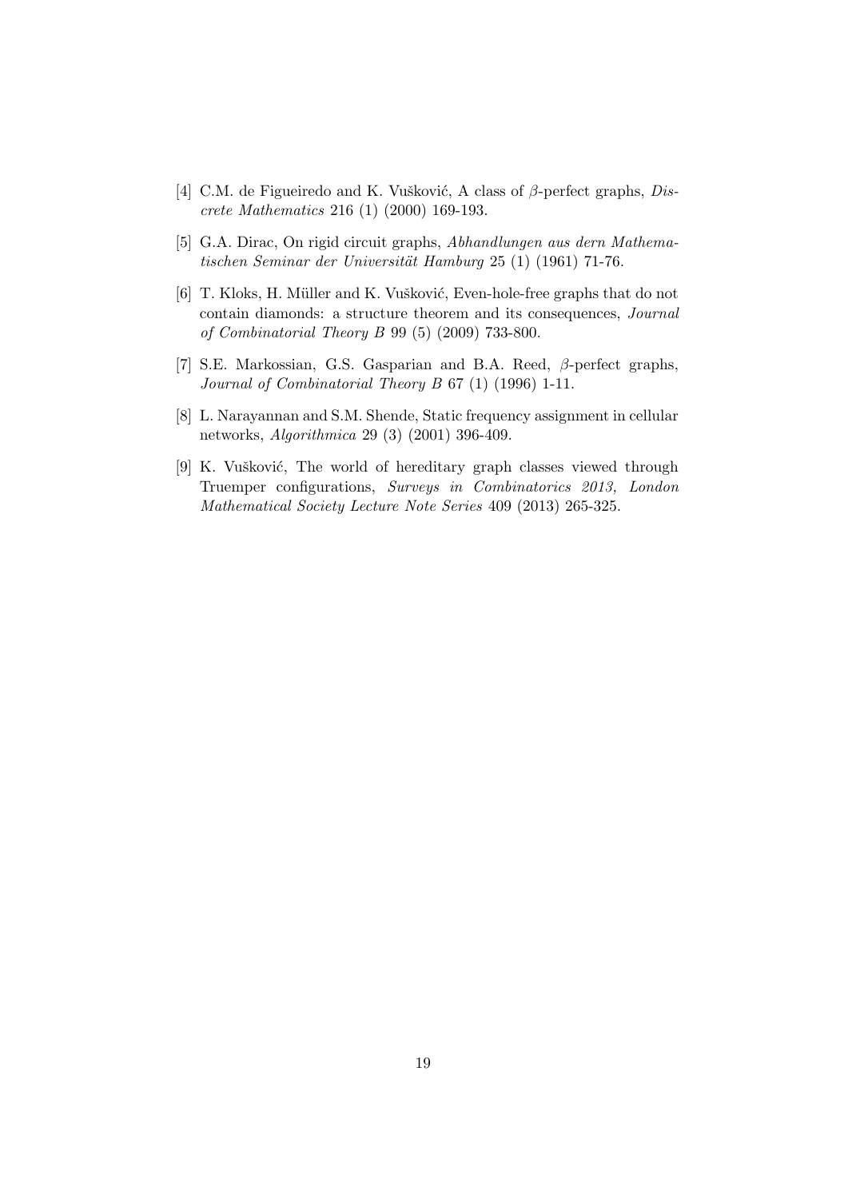[4] C.M. de Figueiredo and K. Vušković, A class of $\beta$-perfect graphs, *Discrete Mathematics* 216 (1) (2000) 169-193.

[5] G.A. Dirac, On rigid circuit graphs, *Abhandlungen aus dern Mathematischen Seminar der Universität Hamburg* 25 (1) (1961) 71-76.

[6] T. Kloks, H. Müller and K. Vušković, Even-hole-free graphs that do not contain diamonds: a structure theorem and its consequences, *Journal of Combinatorial Theory B* 99 (5) (2009) 733-800.

[7] S.E. Markossian, G.S. Gasparian and B.A. Reed, $\beta$-perfect graphs, *Journal of Combinatorial Theory B* 67 (1) (1996) 1-11.

[8] L. Narayannan and S.M. Shende, Static frequency assignment in cellular networks, *Algorithmica* 29 (3) (2001) 396-409.

[9] K. Vušković, The world of hereditary graph classes viewed through Truemper configurations, *Surveys in Combinatorics 2013, London Mathematical Society Lecture Note Series* 409 (2013) 265-325.